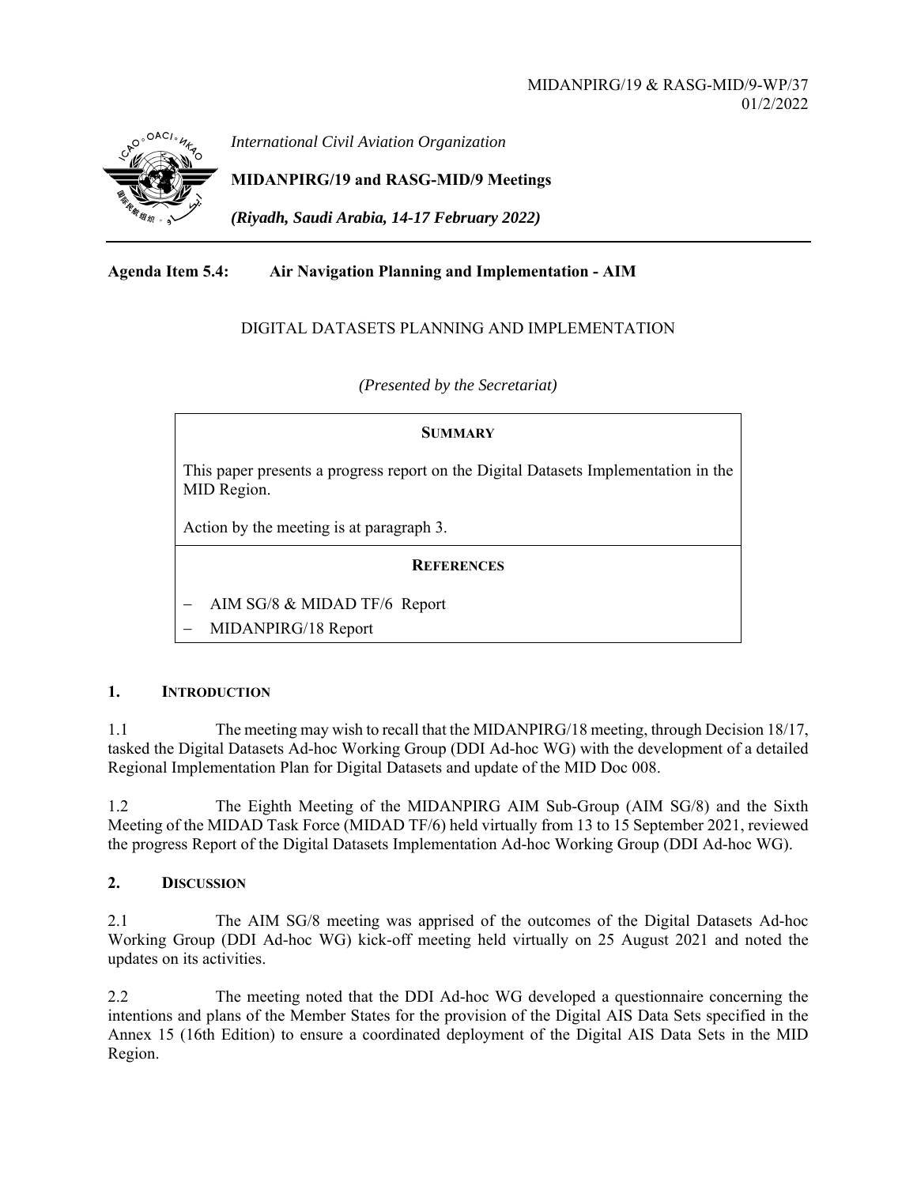MIDANPIRG/19 & RASG-MID/9-WP/37
01/2/2022

*International Civil Aviation Organization*

**MIDANPIRG/19 and RASG-MID/9 Meetings**

***(Riyadh, Saudi Arabia, 14-17 February 2022)***

**Agenda Item 5.4: Air Navigation Planning and Implementation - AIM**

DIGITAL DATASETS PLANNING AND IMPLEMENTATION

*(Presented by the Secretariat)*

**SUMMARY**

This paper presents a progress report on the Digital Datasets Implementation in the MID Region.

Action by the meeting is at paragraph 3.

**REFERENCES**

- AIM SG/8 & MIDAD TF/6 Report
- MIDANPIRG/18 Report

## 1. INTRODUCTION

1.1 The meeting may wish to recall that the MIDANPIRG/18 meeting, through Decision 18/17, tasked the Digital Datasets Ad-hoc Working Group (DDI Ad-hoc WG) with the development of a detailed Regional Implementation Plan for Digital Datasets and update of the MID Doc 008.

1.2 The Eighth Meeting of the MIDANPIRG AIM Sub-Group (AIM SG/8) and the Sixth Meeting of the MIDAD Task Force (MIDAD TF/6) held virtually from 13 to 15 September 2021, reviewed the progress Report of the Digital Datasets Implementation Ad-hoc Working Group (DDI Ad-hoc WG).

## 2. DISCUSSION

2.1 The AIM SG/8 meeting was apprised of the outcomes of the Digital Datasets Ad-hoc Working Group (DDI Ad-hoc WG) kick-off meeting held virtually on 25 August 2021 and noted the updates on its activities.

2.2 The meeting noted that the DDI Ad-hoc WG developed a questionnaire concerning the intentions and plans of the Member States for the provision of the Digital AIS Data Sets specified in the Annex 15 (16th Edition) to ensure a coordinated deployment of the Digital AIS Data Sets in the MID Region.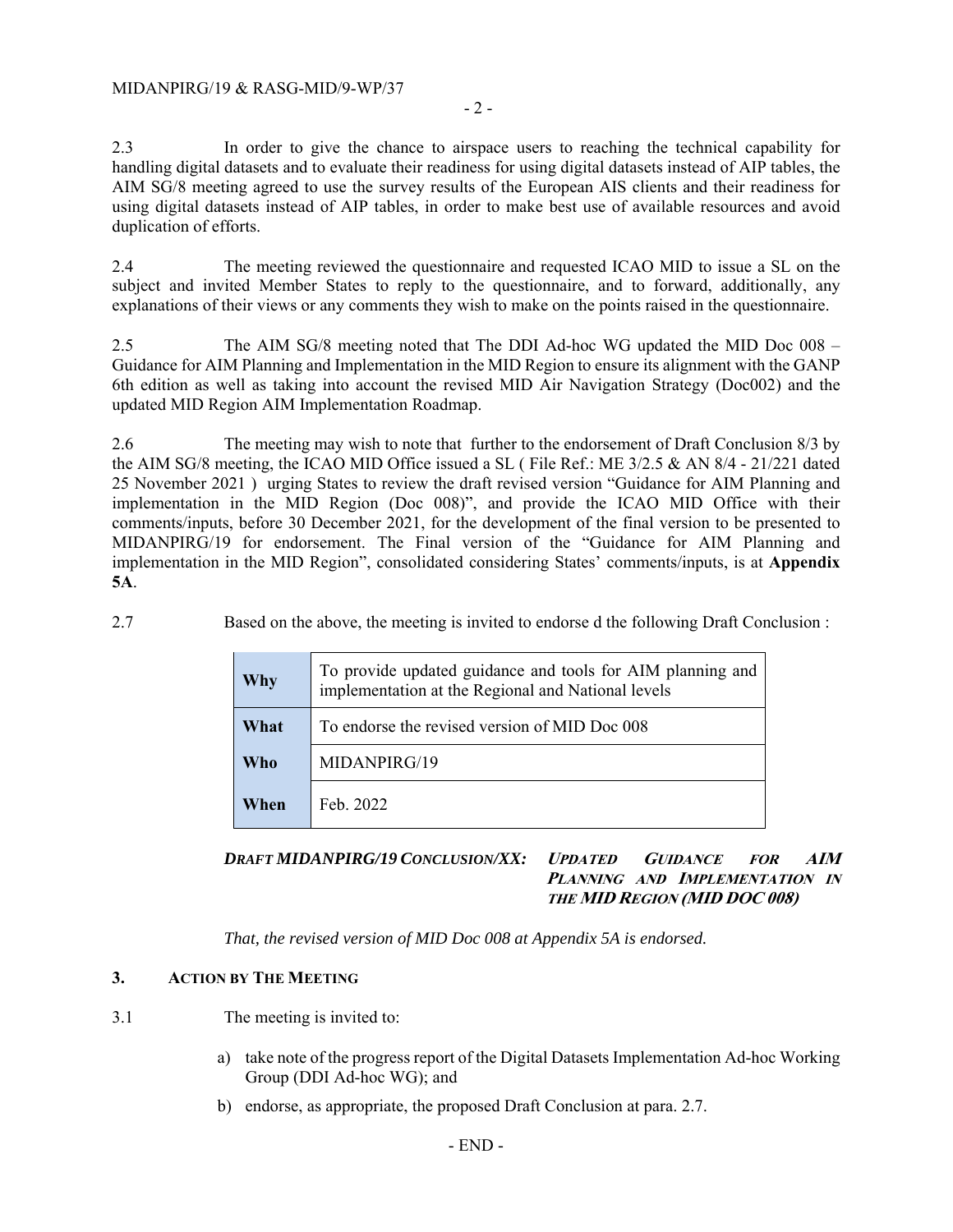2.3 In order to give the chance to airspace users to reaching the technical capability for handling digital datasets and to evaluate their readiness for using digital datasets instead of AIP tables, the AIM SG/8 meeting agreed to use the survey results of the European AIS clients and their readiness for using digital datasets instead of AIP tables, in order to make best use of available resources and avoid duplication of efforts.

2.4 The meeting reviewed the questionnaire and requested ICAO MID to issue a SL on the subject and invited Member States to reply to the questionnaire, and to forward, additionally, any explanations of their views or any comments they wish to make on the points raised in the questionnaire.

2.5 The AIM SG/8 meeting noted that The DDI Ad-hoc WG updated the MID Doc 008 – Guidance for AIM Planning and Implementation in the MID Region to ensure its alignment with the GANP 6th edition as well as taking into account the revised MID Air Navigation Strategy (Doc002) and the updated MID Region AIM Implementation Roadmap.

2.6 The meeting may wish to note that further to the endorsement of Draft Conclusion 8/3 by the AIM SG/8 meeting, the ICAO MID Office issued a SL ( File Ref.: ME 3/2.5 & AN 8/4 - 21/221 dated 25 November 2021 ) urging States to review the draft revised version "Guidance for AIM Planning and implementation in the MID Region (Doc 008)", and provide the ICAO MID Office with their comments/inputs, before 30 December 2021, for the development of the final version to be presented to MIDANPIRG/19 for endorsement. The Final version of the "Guidance for AIM Planning and implementation in the MID Region", consolidated considering States' comments/inputs, is at **Appendix 5A**.

2.7 Based on the above, the meeting is invited to endorse d the following Draft Conclusion :

| | |
|---|---|
| **Why** | To provide updated guidance and tools for AIM planning and implementation at the Regional and National levels |
| **What** | To endorse the revised version of MID Doc 008 |
| **Who** | MIDANPIRG/19 |
| **When** | Feb. 2022 |

***DRAFT MIDANPIRG/19 CONCLUSION/XX: UPDATED GUIDANCE FOR AIM PLANNING AND IMPLEMENTATION IN THE MID REGION (MID DOC 008)***

*That, the revised version of MID Doc 008 at Appendix 5A is endorsed.*

## 3. ACTION BY THE MEETING

3.1 The meeting is invited to:

a) take note of the progress report of the Digital Datasets Implementation Ad-hoc Working Group (DDI Ad-hoc WG); and

b) endorse, as appropriate, the proposed Draft Conclusion at para. 2.7.

- END -